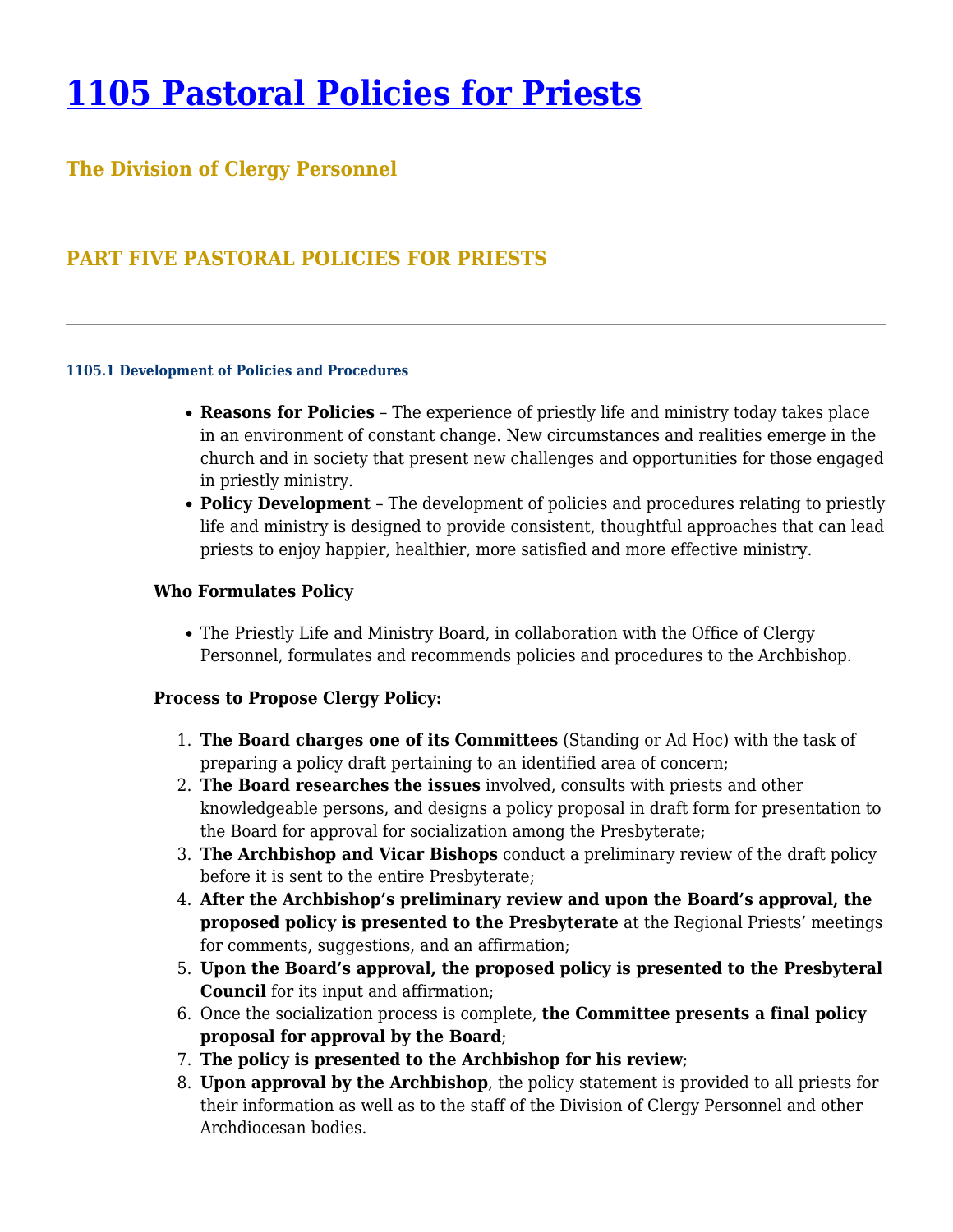# 1105 Pastoral Policies for Priests

## The Division of Clergy Personnel

---

## PART FIVE PASTORAL POLICIES FOR PRIESTS

---

#### 1105.1 Development of Policies and Procedures

- **Reasons for Policies** – The experience of priestly life and ministry today takes place in an environment of constant change. New circumstances and realities emerge in the church and in society that present new challenges and opportunities for those engaged in priestly ministry.
- **Policy Development** – The development of policies and procedures relating to priestly life and ministry is designed to provide consistent, thoughtful approaches that can lead priests to enjoy happier, healthier, more satisfied and more effective ministry.

**Who Formulates Policy**

- The Priestly Life and Ministry Board, in collaboration with the Office of Clergy Personnel, formulates and recommends policies and procedures to the Archbishop.

**Process to Propose Clergy Policy:**

1. **The Board charges one of its Committees** (Standing or Ad Hoc) with the task of preparing a policy draft pertaining to an identified area of concern;
2. **The Board researches the issues** involved, consults with priests and other knowledgeable persons, and designs a policy proposal in draft form for presentation to the Board for approval for socialization among the Presbyterate;
3. **The Archbishop and Vicar Bishops** conduct a preliminary review of the draft policy before it is sent to the entire Presbyterate;
4. **After the Archbishop's preliminary review and upon the Board's approval, the proposed policy is presented to the Presbyterate** at the Regional Priests' meetings for comments, suggestions, and an affirmation;
5. **Upon the Board's approval, the proposed policy is presented to the Presbyteral Council** for its input and affirmation;
6. Once the socialization process is complete, **the Committee presents a final policy proposal for approval by the Board**;
7. **The policy is presented to the Archbishop for his review**;
8. **Upon approval by the Archbishop**, the policy statement is provided to all priests for their information as well as to the staff of the Division of Clergy Personnel and other Archdiocesan bodies.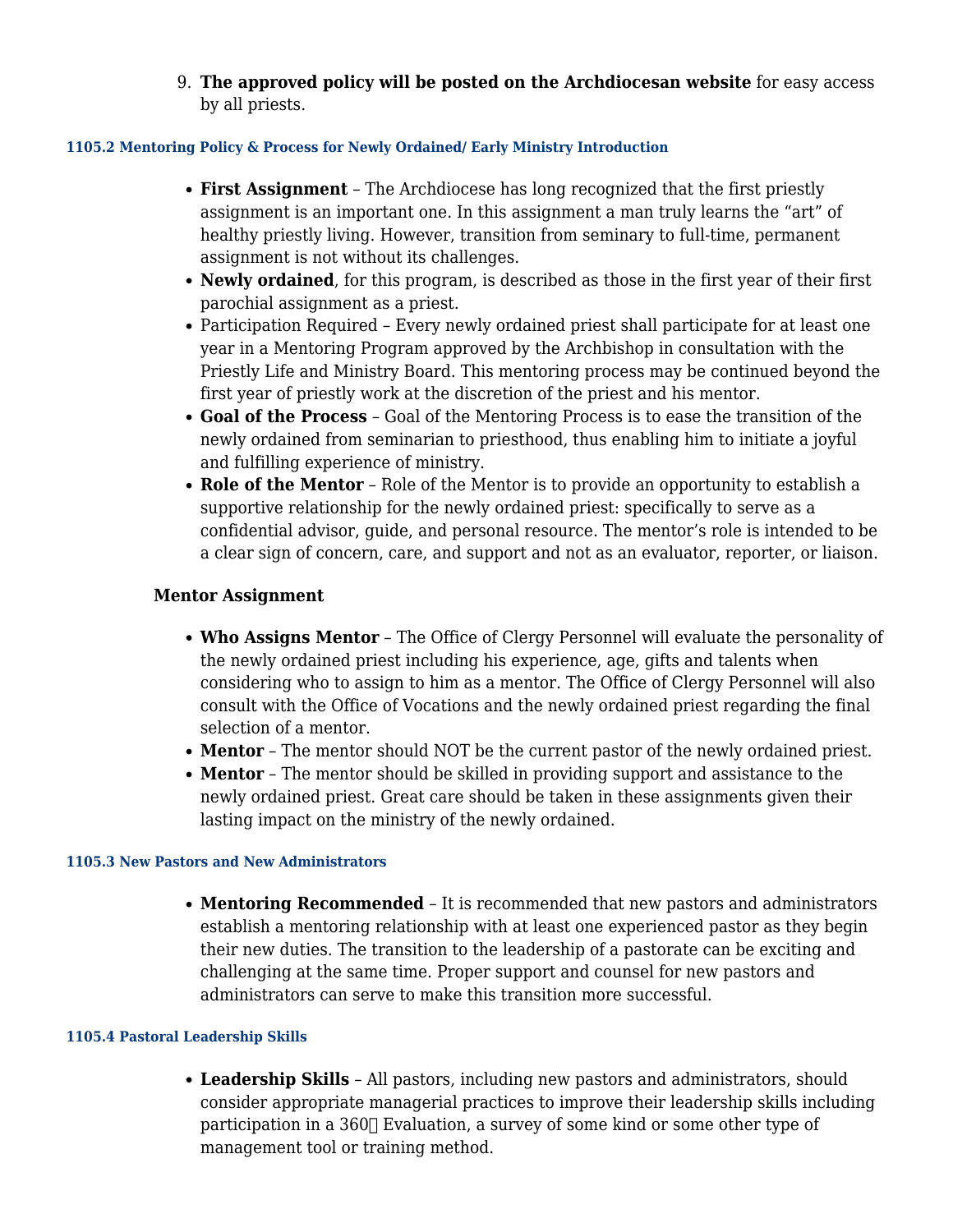9. **The approved policy will be posted on the Archdiocesan website** for easy access by all priests.

#### 1105.2 Mentoring Policy & Process for Newly Ordained/ Early Ministry Introduction

- **First Assignment** – The Archdiocese has long recognized that the first priestly assignment is an important one. In this assignment a man truly learns the "art" of healthy priestly living. However, transition from seminary to full-time, permanent assignment is not without its challenges.
- **Newly ordained**, for this program, is described as those in the first year of their first parochial assignment as a priest.
- Participation Required – Every newly ordained priest shall participate for at least one year in a Mentoring Program approved by the Archbishop in consultation with the Priestly Life and Ministry Board. This mentoring process may be continued beyond the first year of priestly work at the discretion of the priest and his mentor.
- **Goal of the Process** – Goal of the Mentoring Process is to ease the transition of the newly ordained from seminarian to priesthood, thus enabling him to initiate a joyful and fulfilling experience of ministry.
- **Role of the Mentor** – Role of the Mentor is to provide an opportunity to establish a supportive relationship for the newly ordained priest: specifically to serve as a confidential advisor, guide, and personal resource. The mentor's role is intended to be a clear sign of concern, care, and support and not as an evaluator, reporter, or liaison.

**Mentor Assignment**

- **Who Assigns Mentor** – The Office of Clergy Personnel will evaluate the personality of the newly ordained priest including his experience, age, gifts and talents when considering who to assign to him as a mentor. The Office of Clergy Personnel will also consult with the Office of Vocations and the newly ordained priest regarding the final selection of a mentor.
- **Mentor** – The mentor should NOT be the current pastor of the newly ordained priest.
- **Mentor** – The mentor should be skilled in providing support and assistance to the newly ordained priest. Great care should be taken in these assignments given their lasting impact on the ministry of the newly ordained.

#### 1105.3 New Pastors and New Administrators

- **Mentoring Recommended** – It is recommended that new pastors and administrators establish a mentoring relationship with at least one experienced pastor as they begin their new duties. The transition to the leadership of a pastorate can be exciting and challenging at the same time. Proper support and counsel for new pastors and administrators can serve to make this transition more successful.

#### 1105.4 Pastoral Leadership Skills

- **Leadership Skills** – All pastors, including new pastors and administrators, should consider appropriate managerial practices to improve their leadership skills including participation in a 360 Evaluation, a survey of some kind or some other type of management tool or training method.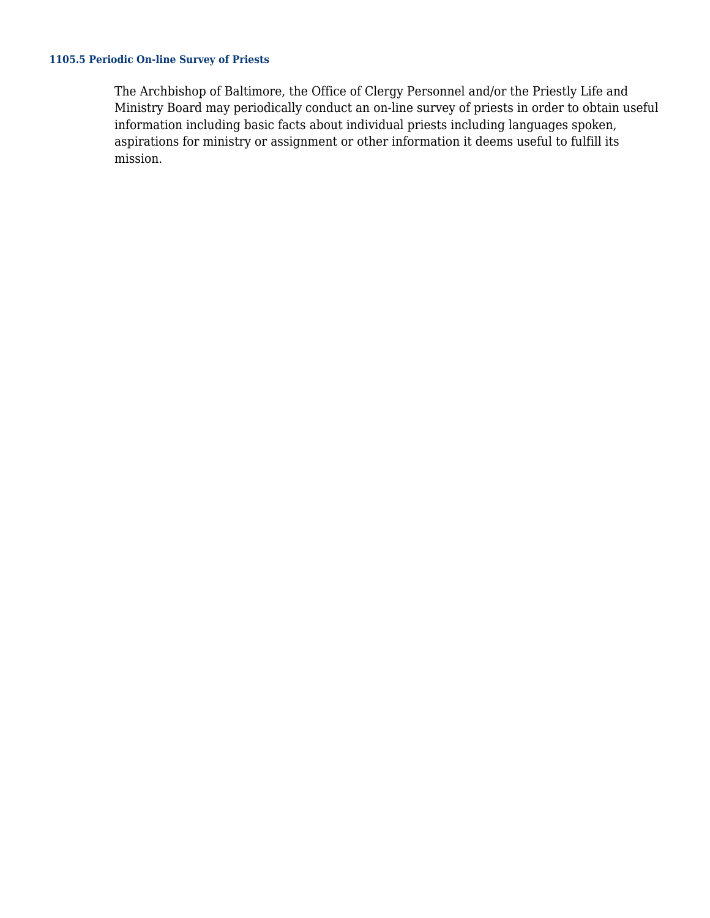### 1105.5 Periodic On-line Survey of Priests

The Archbishop of Baltimore, the Office of Clergy Personnel and/or the Priestly Life and Ministry Board may periodically conduct an on-line survey of priests in order to obtain useful information including basic facts about individual priests including languages spoken, aspirations for ministry or assignment or other information it deems useful to fulfill its mission.